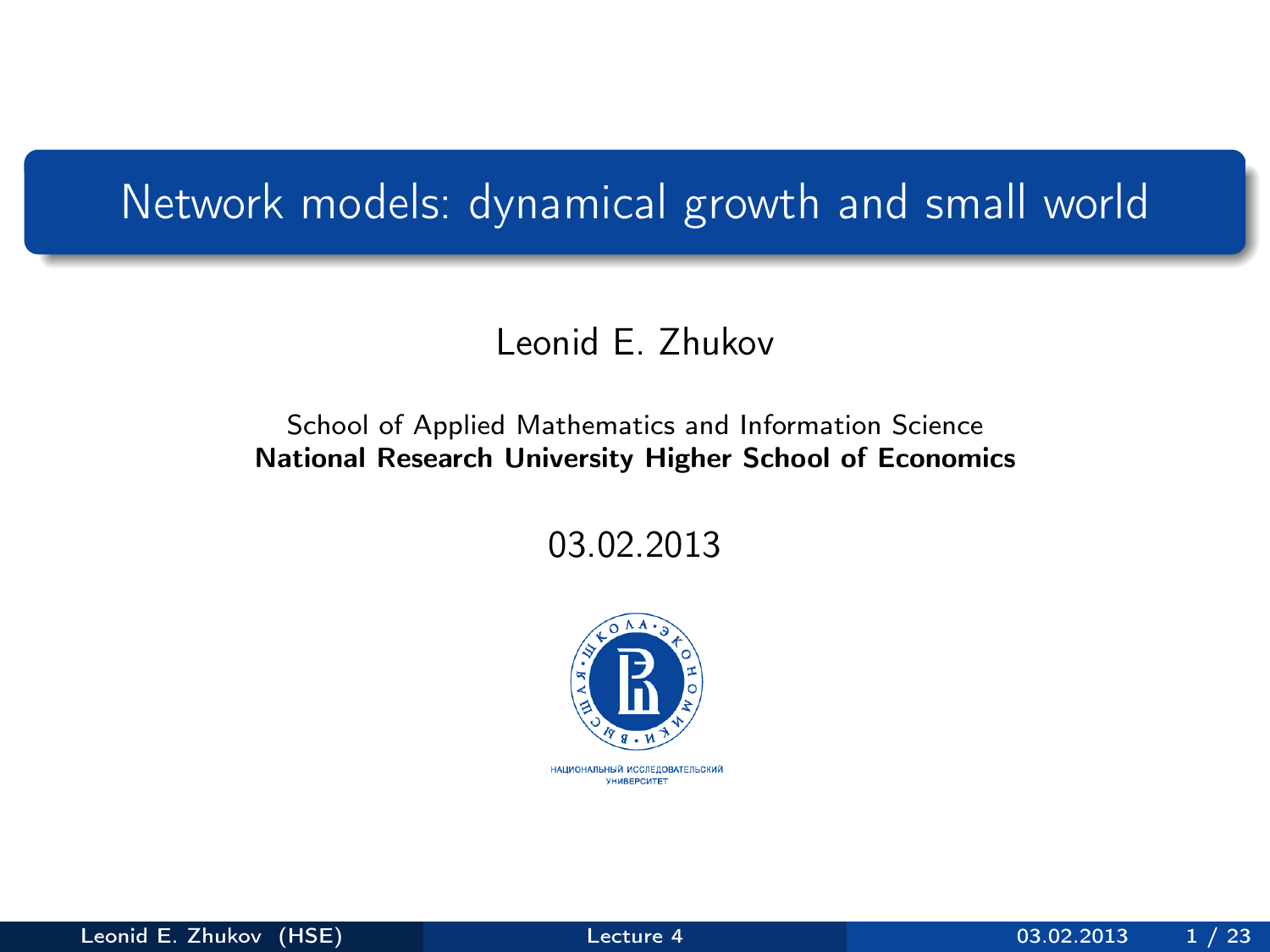# Network models: dynamical growth and small world

Leonid E. Zhukov

School of Applied Mathematics and Information Science
**National Research University Higher School of Economics**

03.02.2013

НАЦИОНАЛЬНЫЙ ИССЛЕДОВАТЕЛЬСКИЙ УНИВЕРСИТЕТ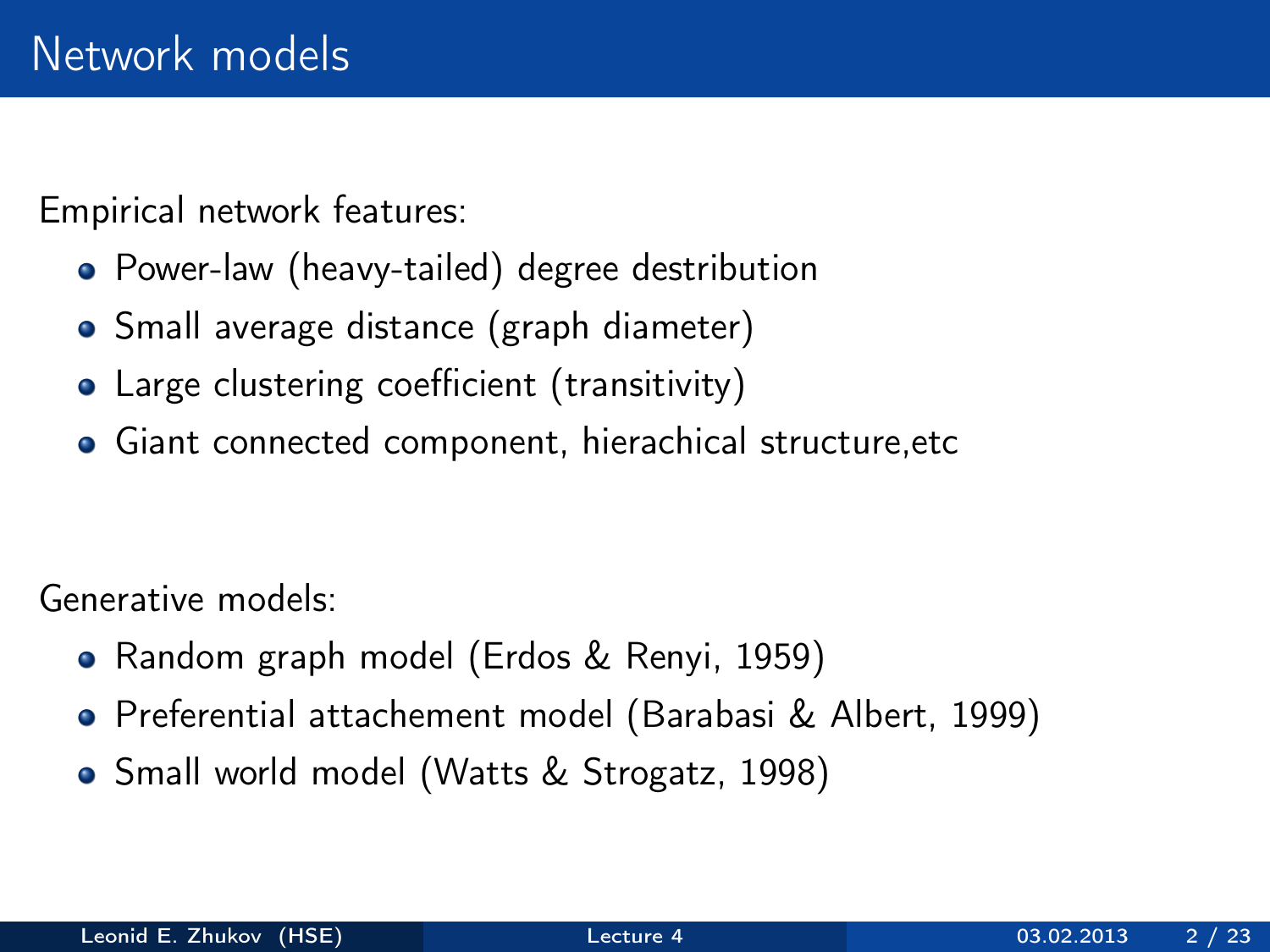# Network models

Empirical network features:

- Power-law (heavy-tailed) degree destribution
- Small average distance (graph diameter)
- Large clustering coefficient (transitivity)
- Giant connected component, hierachical structure,etc

Generative models:

- Random graph model (Erdos & Renyi, 1959)
- Preferential attachement model (Barabasi & Albert, 1999)
- Small world model (Watts & Strogatz, 1998)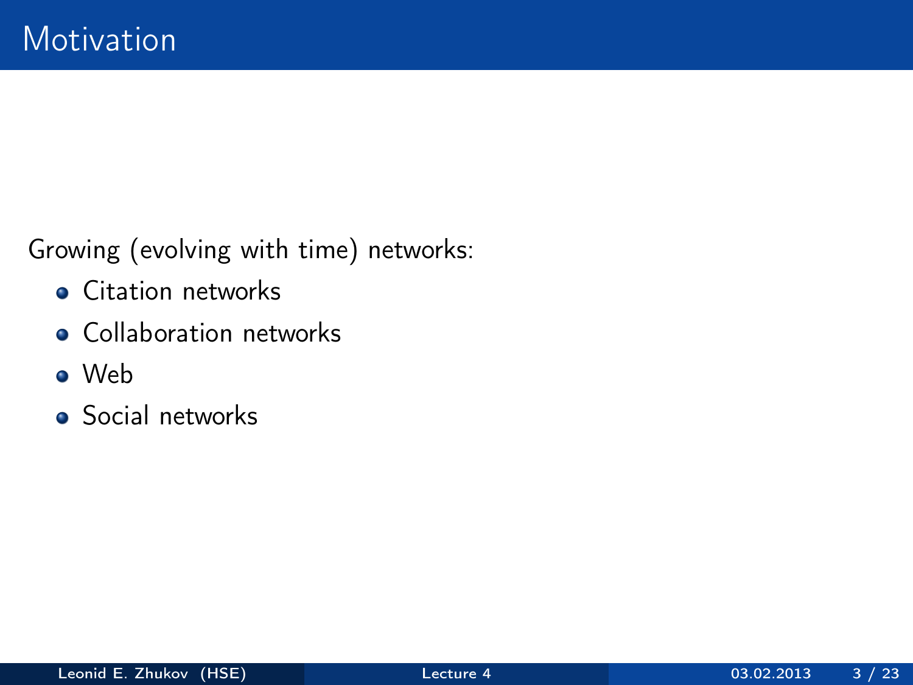# Motivation

Growing (evolving with time) networks:

- Citation networks
- Collaboration networks
- Web
- Social networks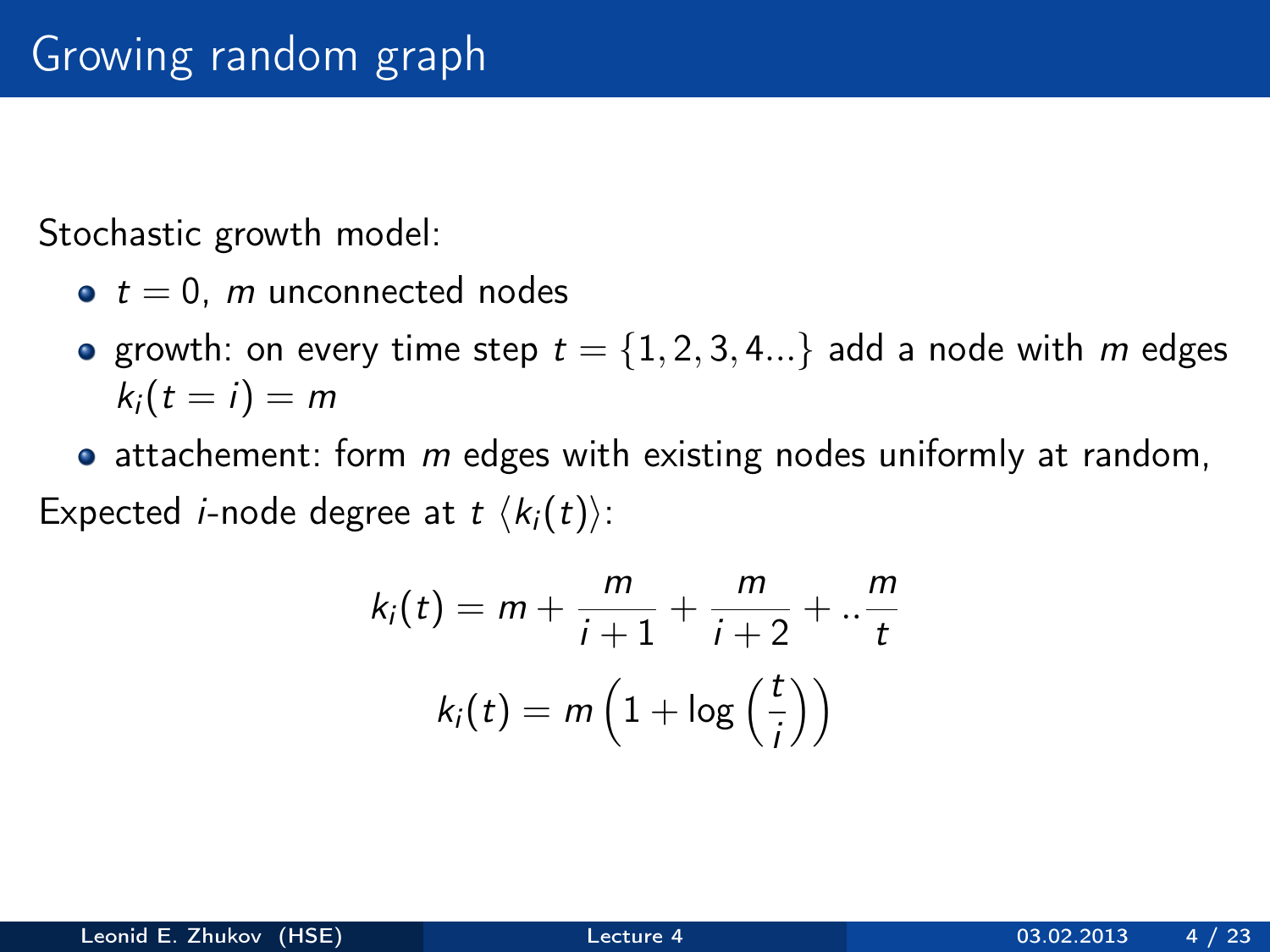# Growing random graph

Stochastic growth model:

- $t = 0$, $m$ unconnected nodes
- growth: on every time step $t = \{1, 2, 3, 4...\}$ add a node with $m$ edges $k_i(t = i) = m$
- attachement: form $m$ edges with existing nodes uniformly at random,

Expected $i$-node degree at $t$ $\langle k_i(t) \rangle$:

$$k_i(t) = m + \frac{m}{i+1} + \frac{m}{i+2} + ..\frac{m}{t}$$

$$k_i(t) = m\left(1 + \log\left(\frac{t}{i}\right)\right)$$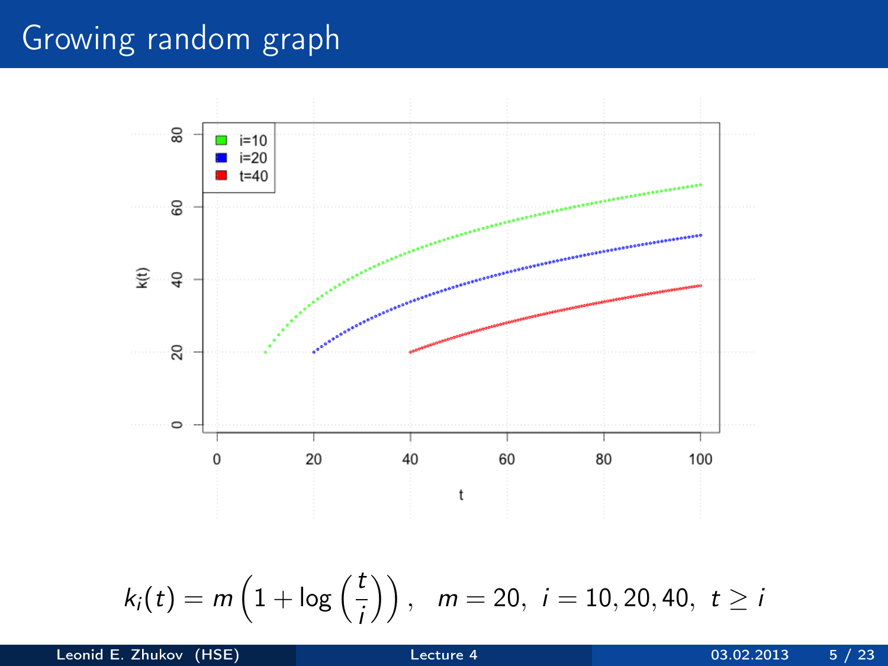# Growing random graph

$$k_i(t) = m\left(1 + \log\left(\frac{t}{i}\right)\right), \quad m = 20,\ i = 10, 20, 40,\ t \geq i$$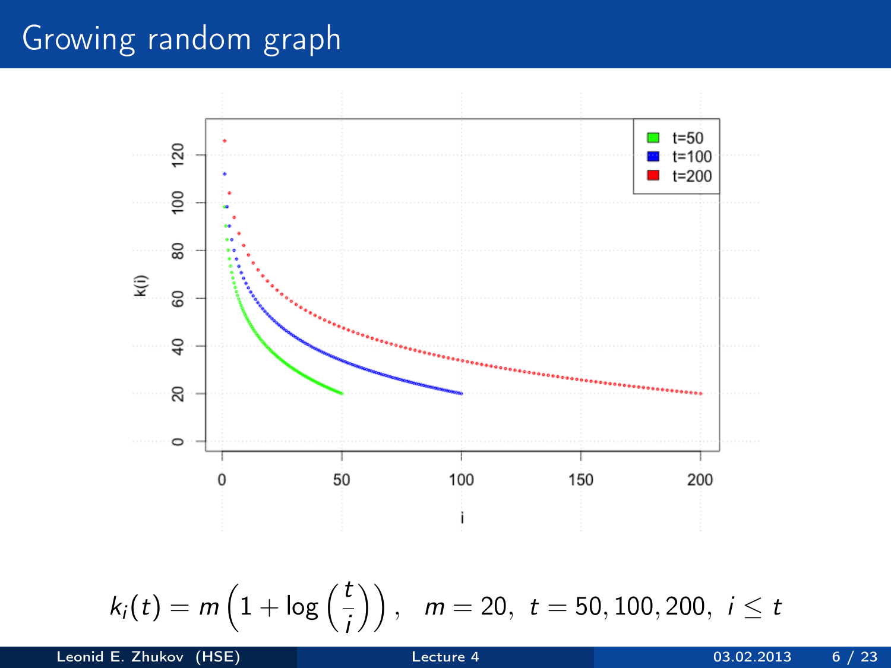# Growing random graph

$$k_i(t) = m\left(1 + \log\left(\frac{t}{i}\right)\right), \quad m = 20, \; t = 50, 100, 200, \; i \leq t$$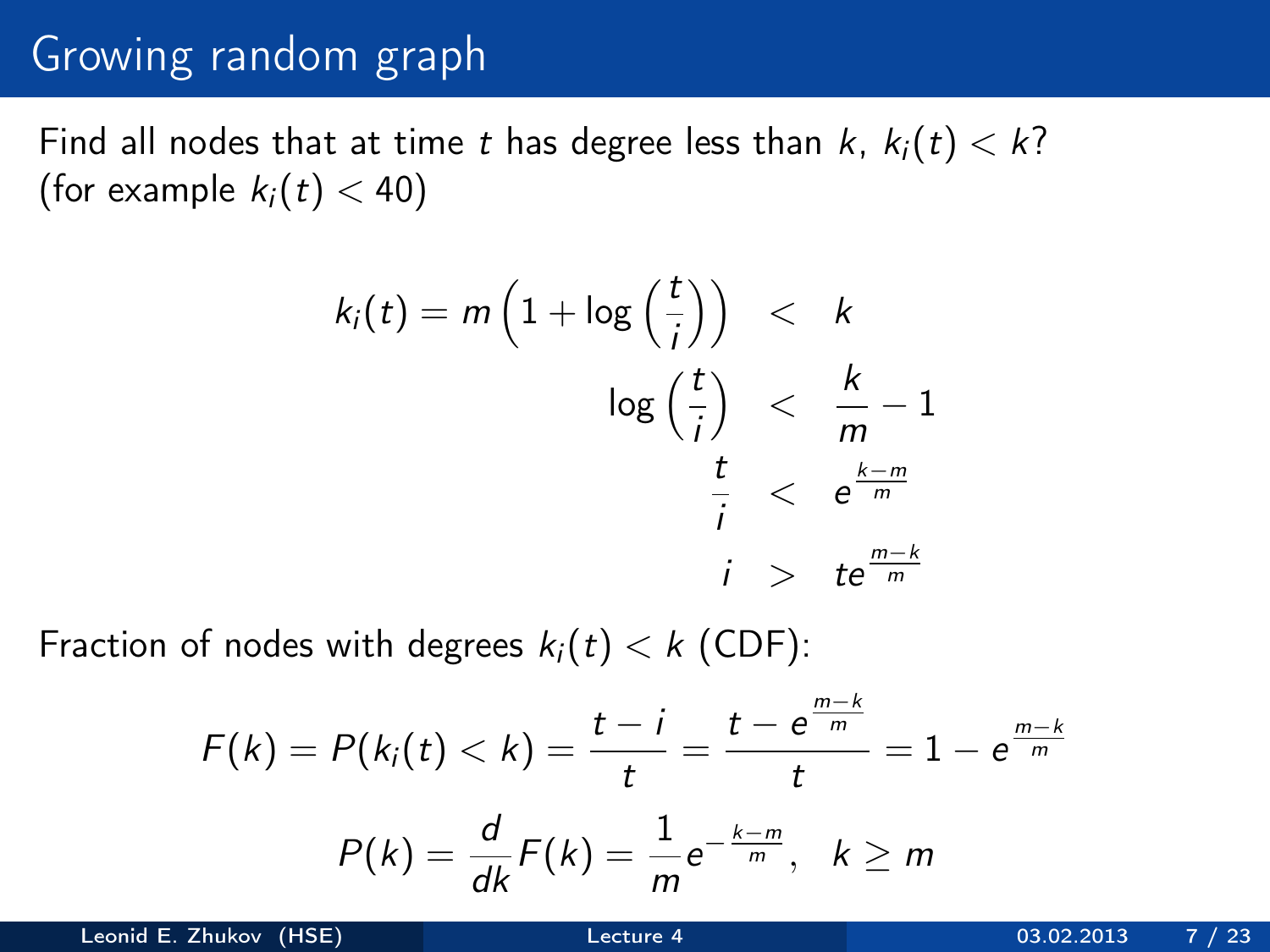# Growing random graph

Find all nodes that at time $t$ has degree less than $k$, $k_i(t) < k$?
(for example $k_i(t) < 40$)

$$
\begin{aligned}
k_i(t) = m\left(1 + \log\left(\frac{t}{i}\right)\right) &< k \\
\log\left(\frac{t}{i}\right) &< \frac{k}{m} - 1 \\
\frac{t}{i} &< e^{\frac{k-m}{m}} \\
i &> te^{\frac{m-k}{m}}
\end{aligned}
$$

Fraction of nodes with degrees $k_i(t) < k$ (CDF):

$$
F(k) = P(k_i(t) < k) = \frac{t - i}{t} = \frac{t - e^{\frac{m-k}{m}}}{t} = 1 - e^{\frac{m-k}{m}}
$$

$$
P(k) = \frac{d}{dk}F(k) = \frac{1}{m}e^{-\frac{k-m}{m}}, \quad k \geq m
$$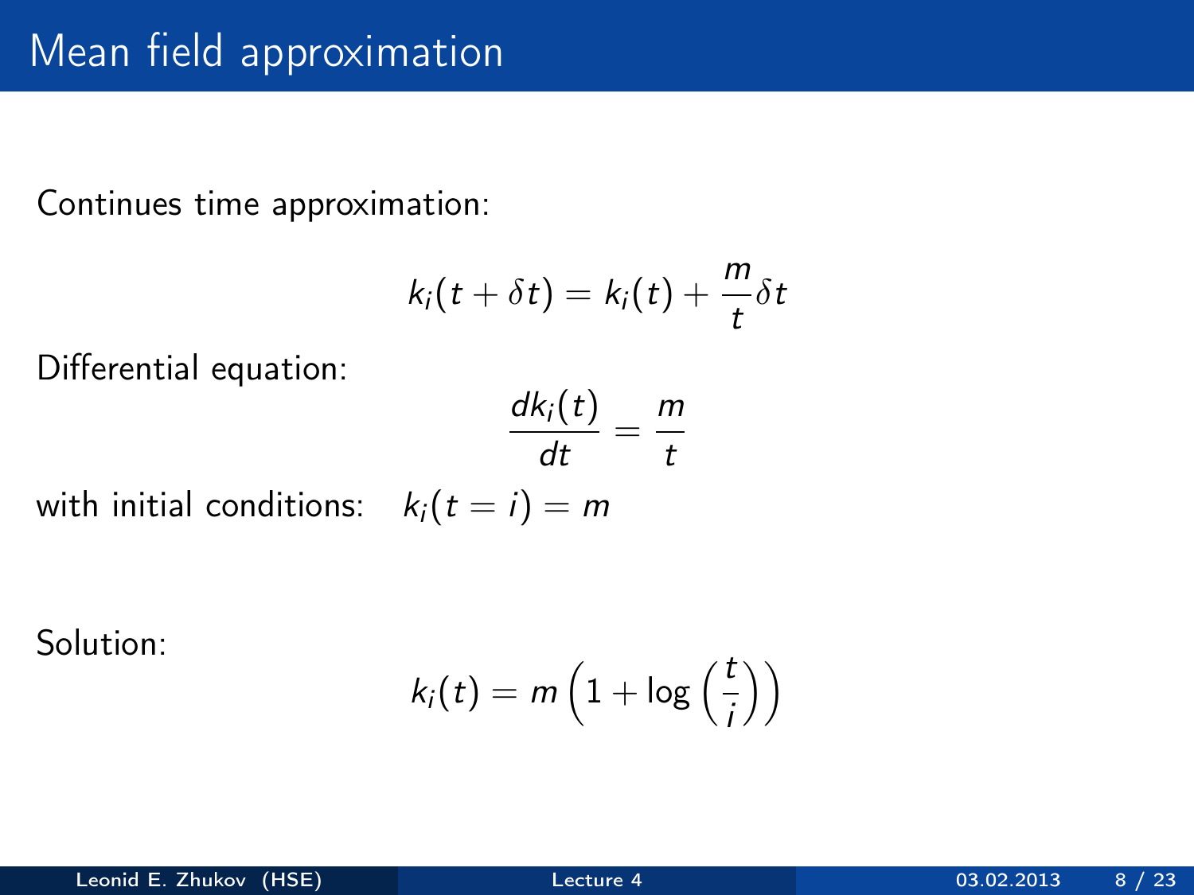# Mean field approximation

Continues time approximation:

$$k_i(t + \delta t) = k_i(t) + \frac{m}{t}\delta t$$

Differential equation:

$$\frac{dk_i(t)}{dt} = \frac{m}{t}$$

with initial conditions: $k_i(t = i) = m$

Solution:

$$k_i(t) = m\left(1 + \log\left(\frac{t}{i}\right)\right)$$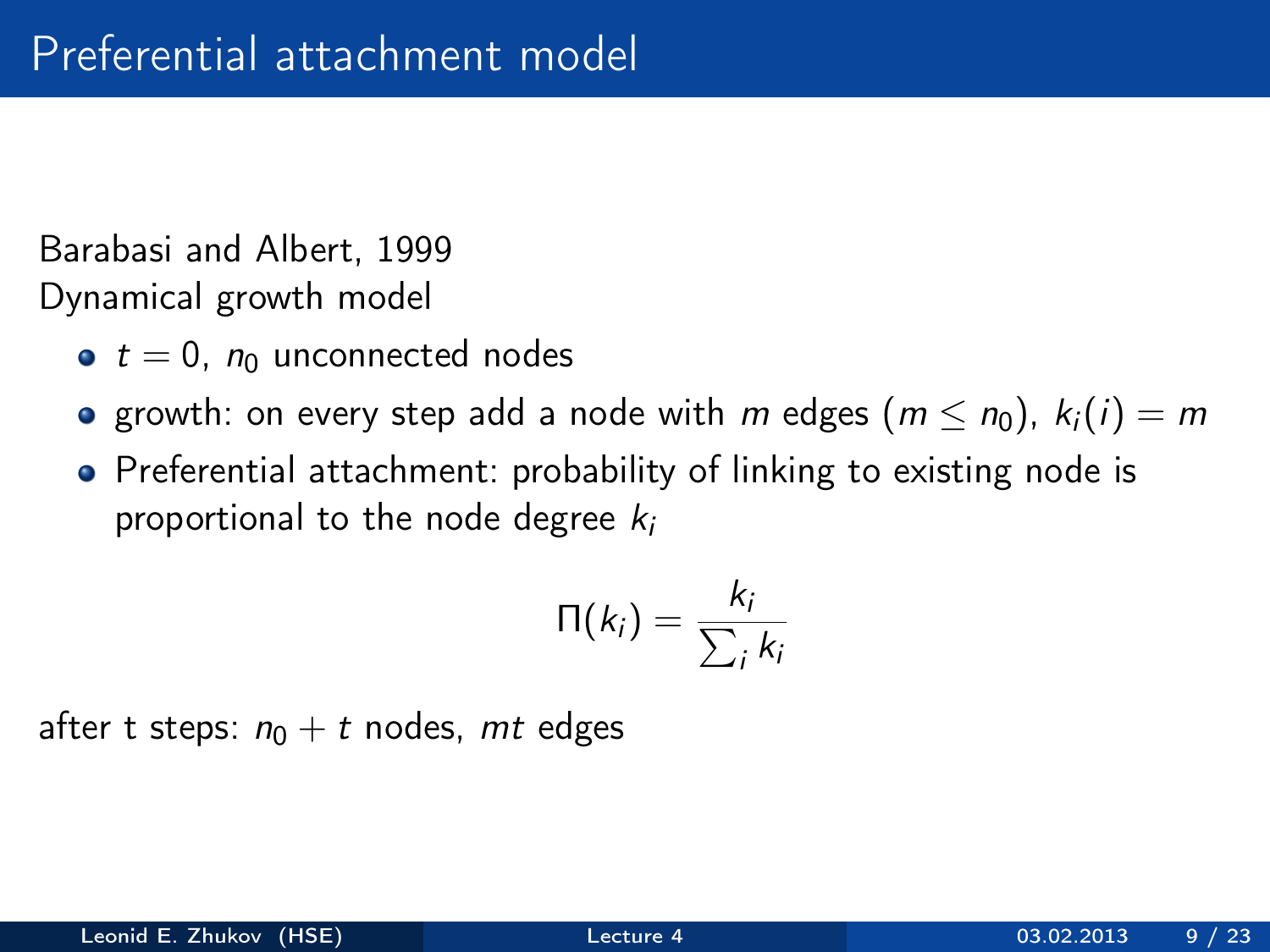# Preferential attachment model

Barabasi and Albert, 1999
Dynamical growth model

- $t = 0$, $n_0$ unconnected nodes
- growth: on every step add a node with $m$ edges ($m \leq n_0$), $k_i(i) = m$
- Preferential attachment: probability of linking to existing node is proportional to the node degree $k_i$

$$\Pi(k_i) = \frac{k_i}{\sum_i k_i}$$

after t steps: $n_0 + t$ nodes, $mt$ edges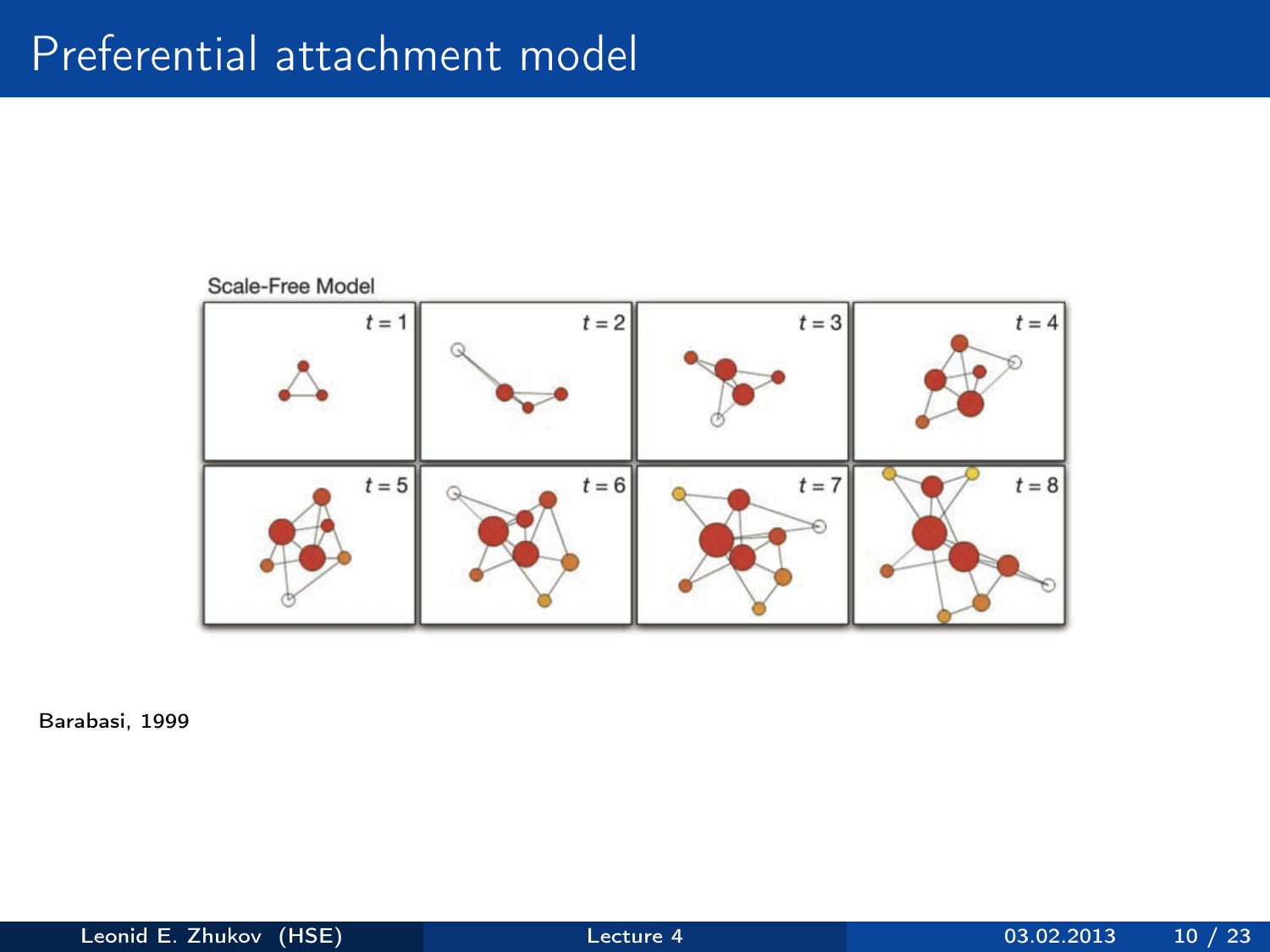# Preferential attachment model

Scale-Free Model

$t = 1$ $t = 2$ $t = 3$ $t = 4$ $t = 5$ $t = 6$ $t = 7$ $t = 8$

Barabasi, 1999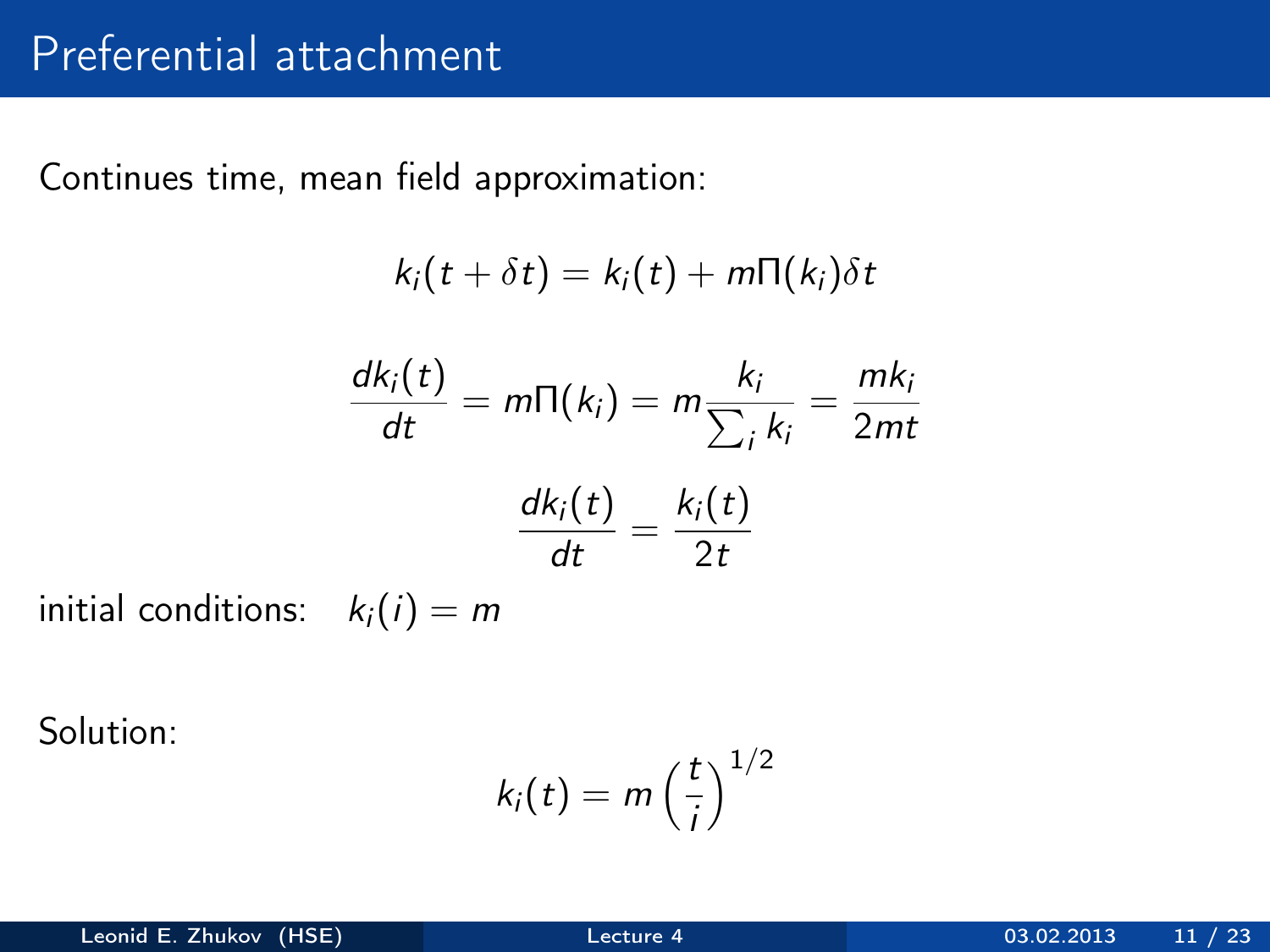# Preferential attachment

Continues time, mean field approximation:

$$k_i(t + \delta t) = k_i(t) + m\Pi(k_i)\delta t$$

$$\frac{dk_i(t)}{dt} = m\Pi(k_i) = m\frac{k_i}{\sum_i k_i} = \frac{mk_i}{2mt}$$

$$\frac{dk_i(t)}{dt} = \frac{k_i(t)}{2t}$$

initial conditions: $k_i(i) = m$

Solution:

$$k_i(t) = m\left(\frac{t}{i}\right)^{1/2}$$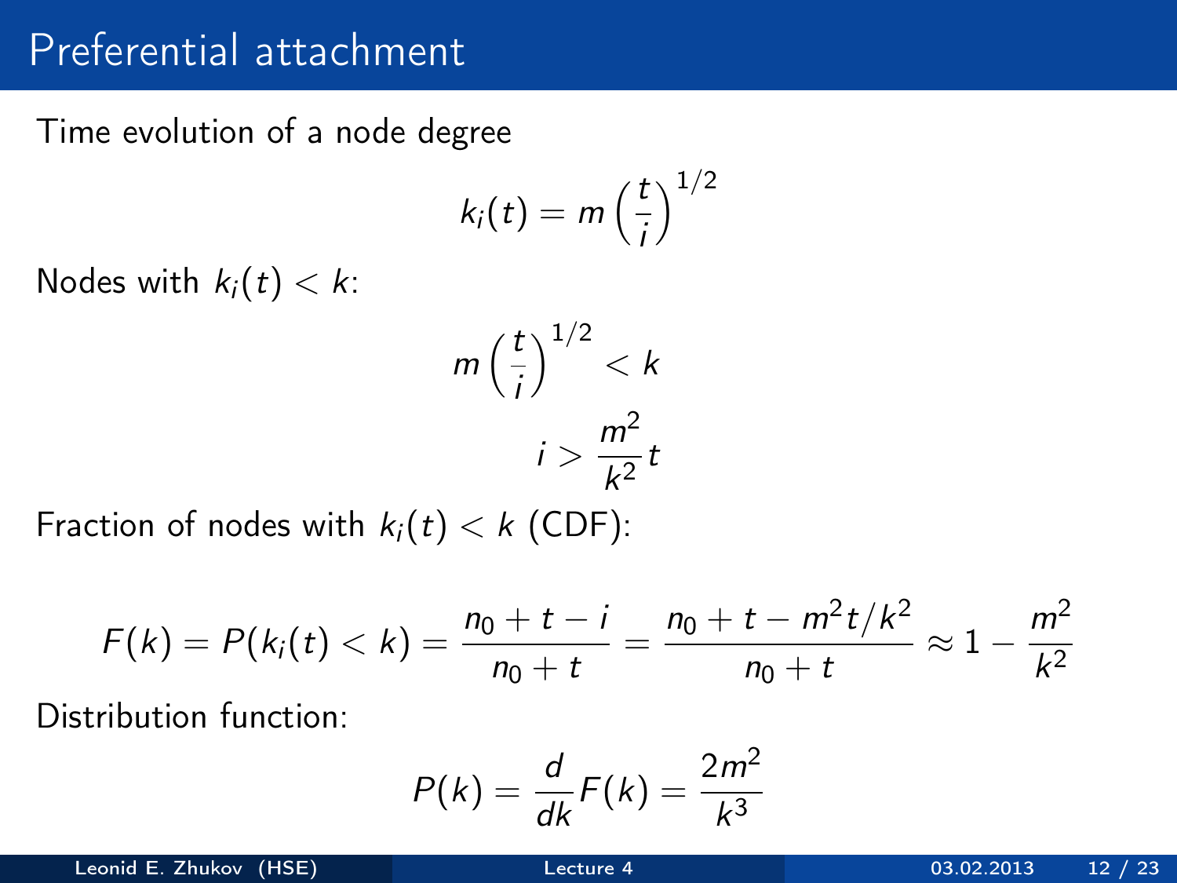# Preferential attachment

Time evolution of a node degree

$$k_i(t) = m\left(\frac{t}{i}\right)^{1/2}$$

Nodes with $k_i(t) < k$:

$$m\left(\frac{t}{i}\right)^{1/2} < k$$

$$i > \frac{m^2}{k^2}t$$

Fraction of nodes with $k_i(t) < k$ (CDF):

$$F(k) = P(k_i(t) < k) = \frac{n_0 + t - i}{n_0 + t} = \frac{n_0 + t - m^2 t/k^2}{n_0 + t} \approx 1 - \frac{m^2}{k^2}$$

Distribution function:

$$P(k) = \frac{d}{dk}F(k) = \frac{2m^2}{k^3}$$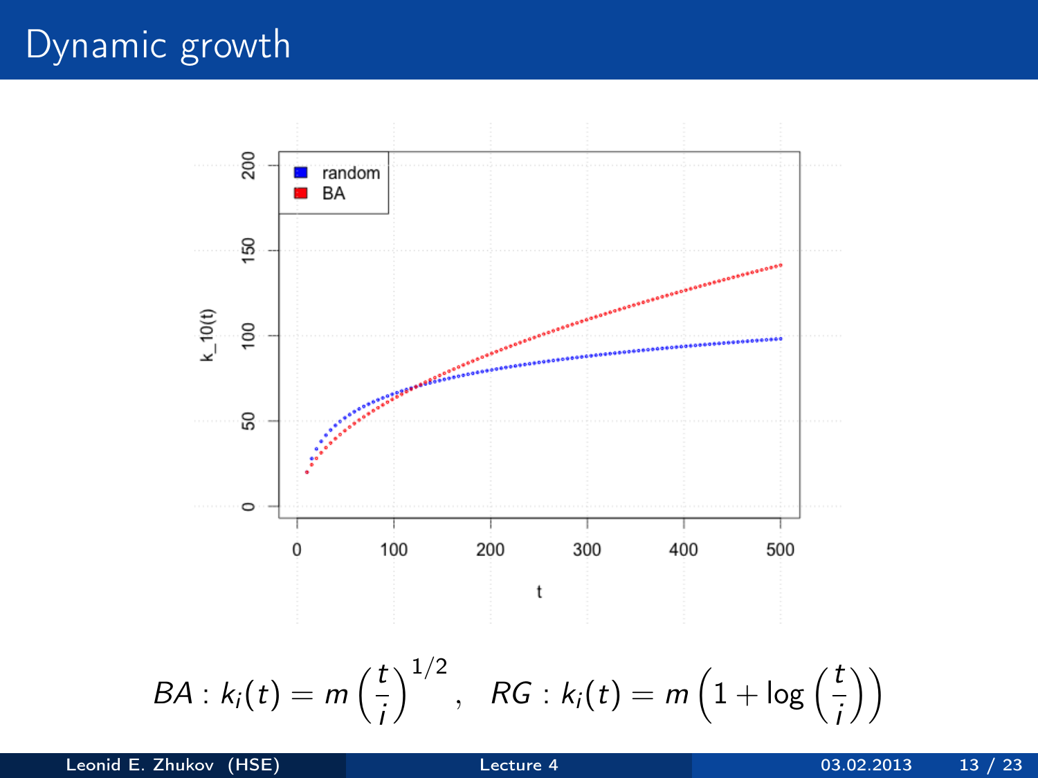# Dynamic growth

$$BA: k_i(t) = m\left(\frac{t}{i}\right)^{1/2}, \quad RG: k_i(t) = m\left(1 + \log\left(\frac{t}{i}\right)\right)$$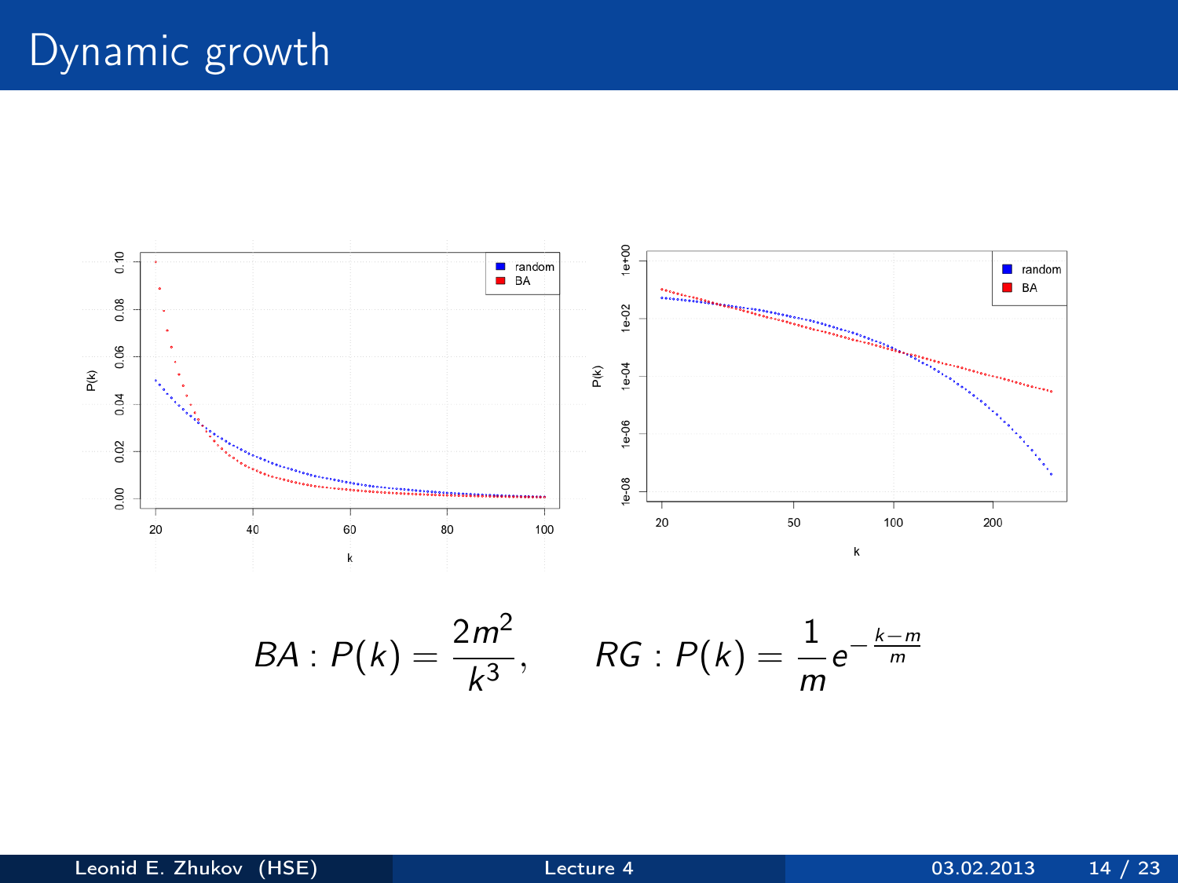# Dynamic growth

$$BA: P(k) = \frac{2m^2}{k^3}, \qquad RG: P(k) = \frac{1}{m} e^{-\frac{k-m}{m}}$$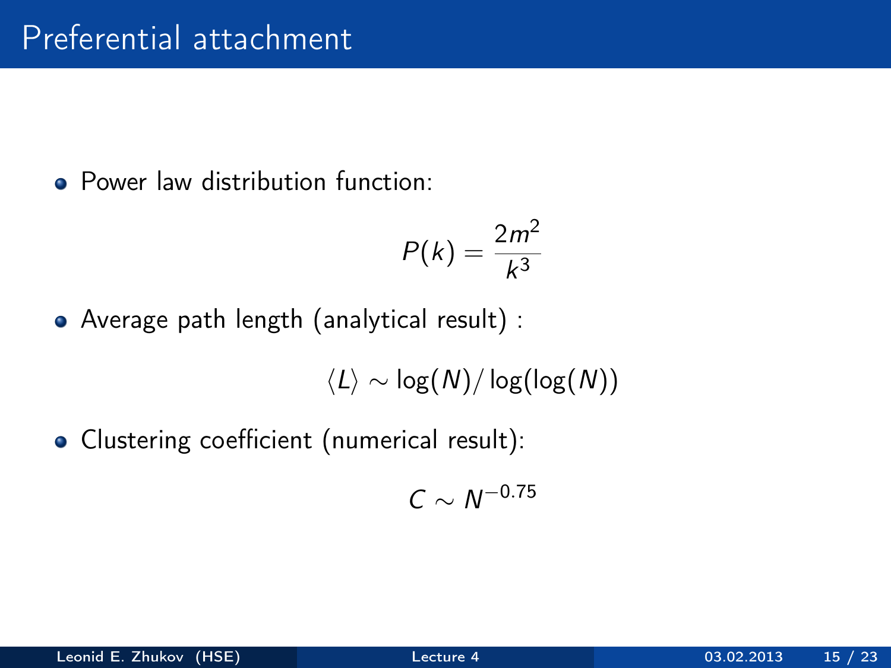# Preferential attachment

- Power law distribution function:

$$P(k) = \frac{2m^2}{k^3}$$

- Average path length (analytical result) :

$$\langle L \rangle \sim \log(N)/\log(\log(N))$$

- Clustering coefficient (numerical result):

$$C \sim N^{-0.75}$$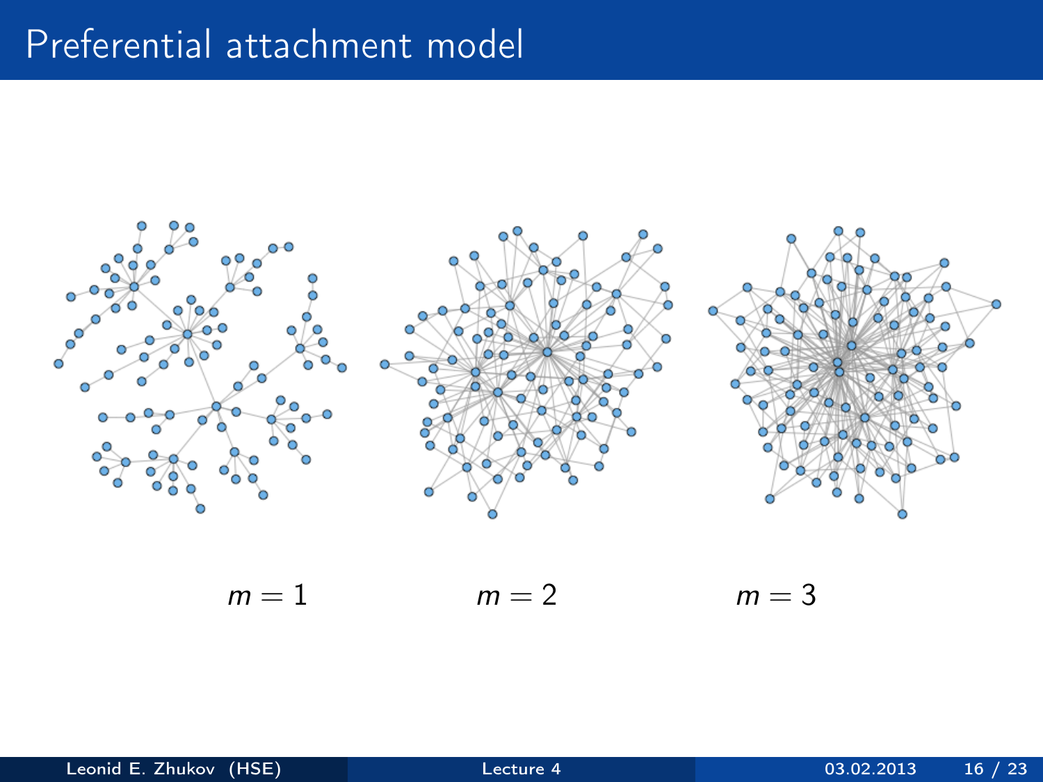# Preferential attachment model

$m = 1$ $m = 2$ $m = 3$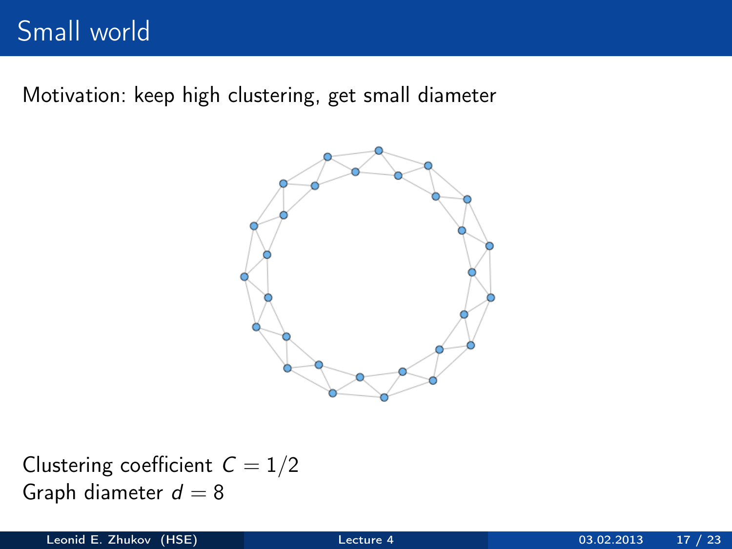# Small world

Motivation: keep high clustering, get small diameter

Clustering coefficient $C = 1/2$
Graph diameter $d = 8$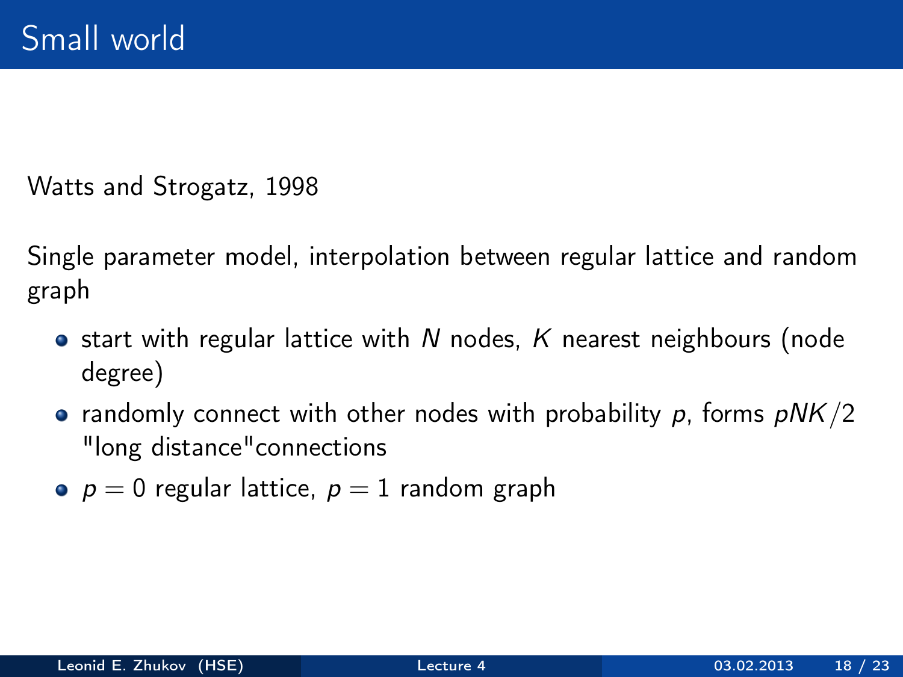# Small world

Watts and Strogatz, 1998

Single parameter model, interpolation between regular lattice and random graph

- start with regular lattice with $N$ nodes, $K$ nearest neighbours (node degree)
- randomly connect with other nodes with probability $p$, forms $pNK/2$ "long distance"connections
- $p = 0$ regular lattice, $p = 1$ random graph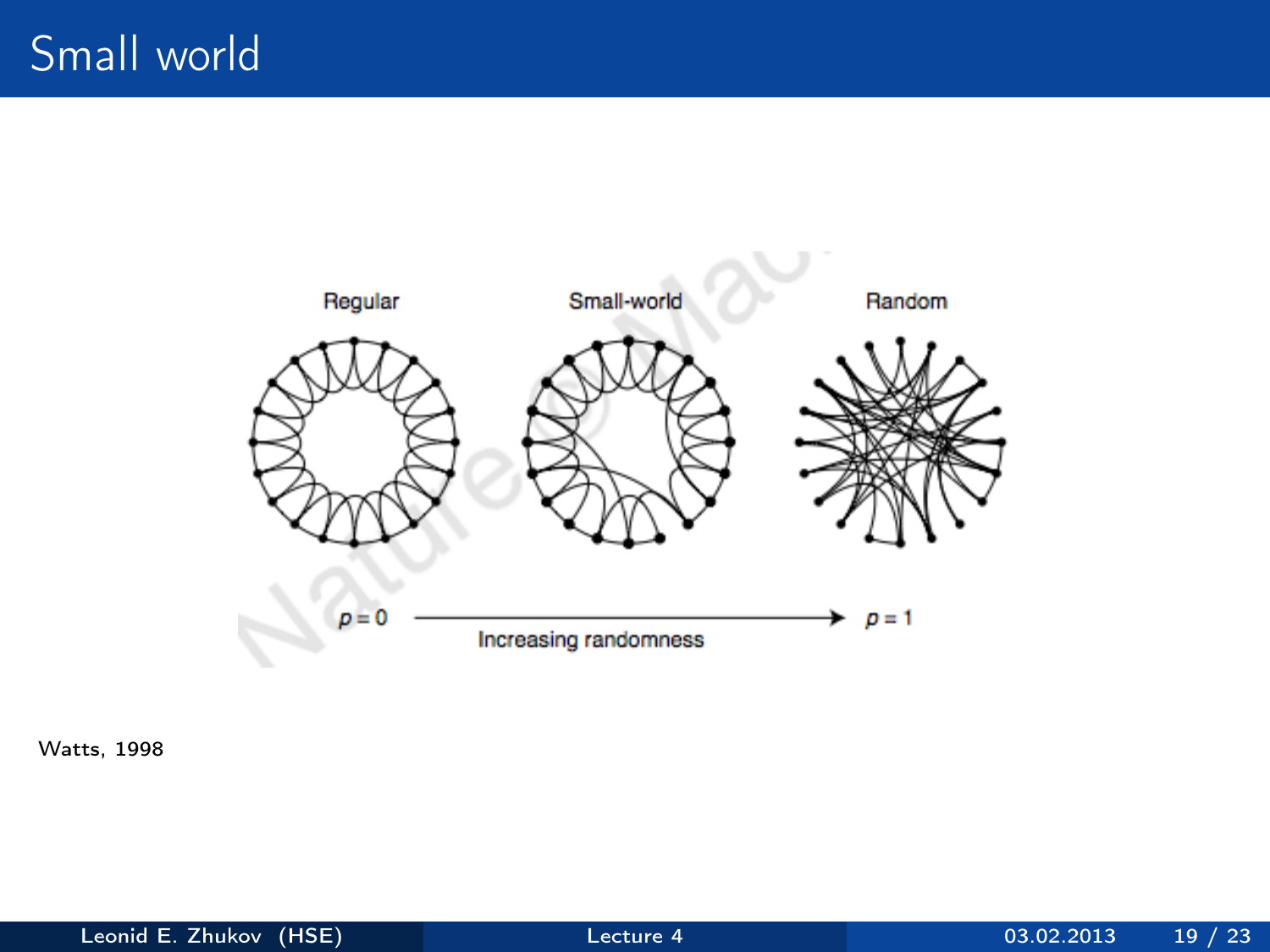# Small world

Regular

Small-world

Random

$p = 0$ Increasing randomness $p = 1$

Watts, 1998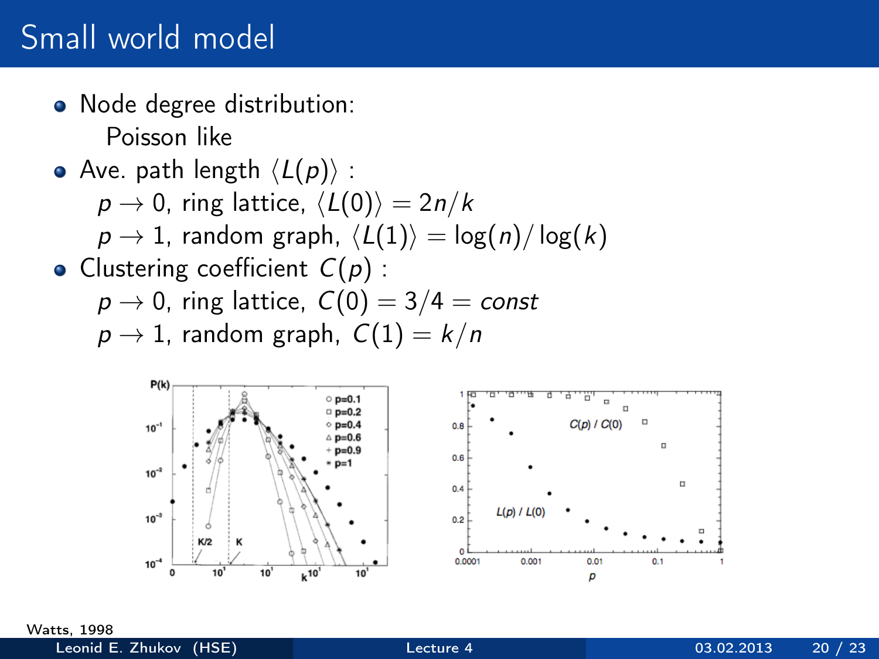# Small world model

- Node degree distribution:
  Poisson like
- Ave. path length $\langle L(p) \rangle$ :
  $p \to 0$, ring lattice, $\langle L(0) \rangle = 2n/k$
  $p \to 1$, random graph, $\langle L(1) \rangle = \log(n)/\log(k)$
- Clustering coefficient $C(p)$ :
  $p \to 0$, ring lattice, $C(0) = 3/4 = const$
  $p \to 1$, random graph, $C(1) = k/n$

Watts, 1998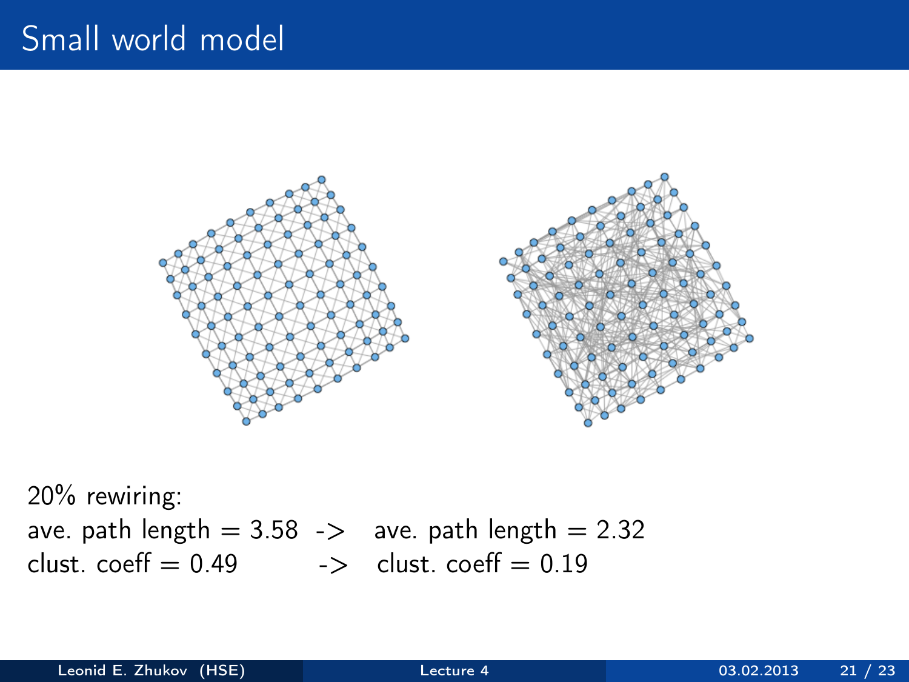# Small world model

20% rewiring:

ave. path length = 3.58 -> ave. path length = 2.32

clust. coeff = 0.49 -> clust. coeff = 0.19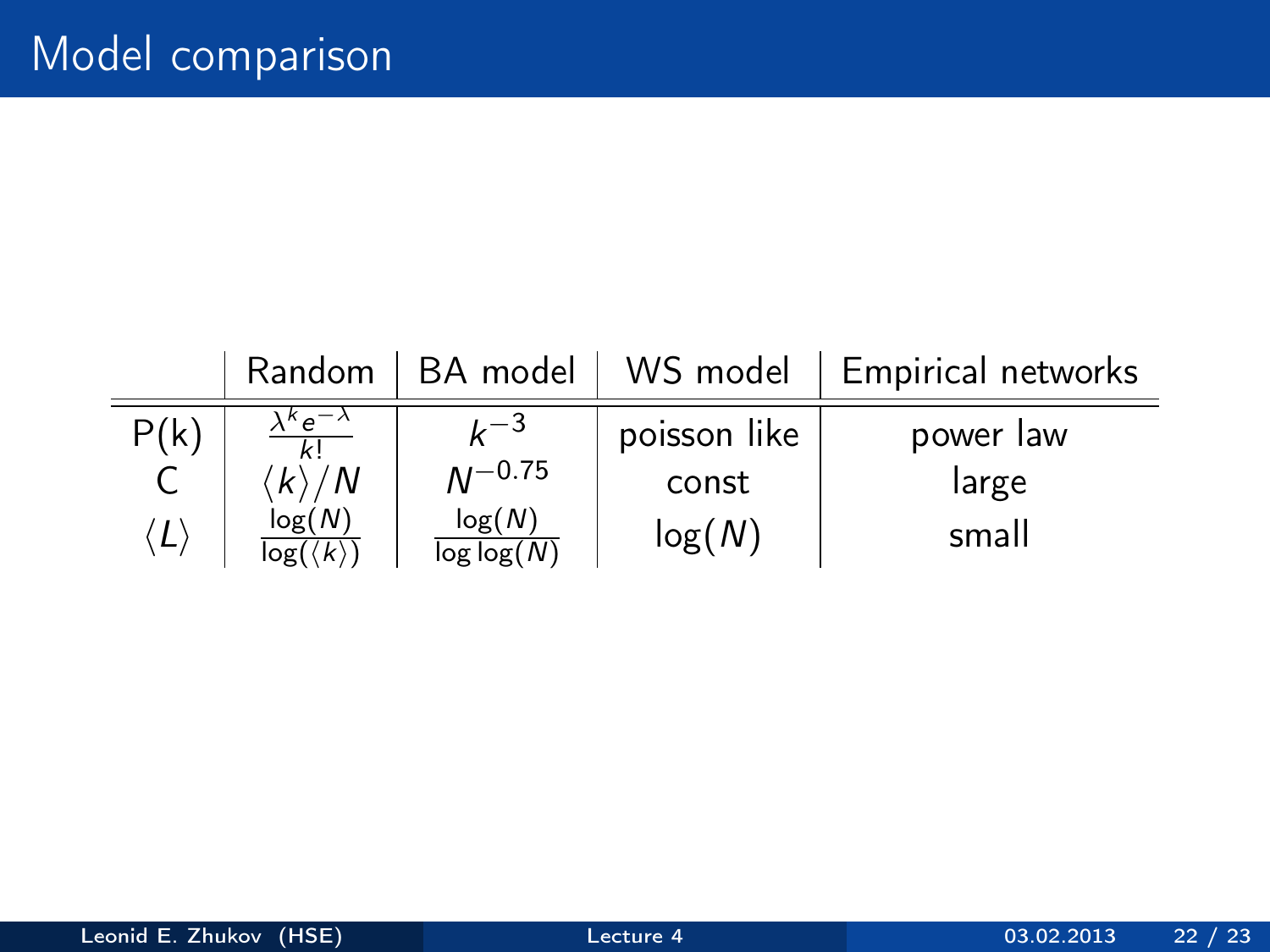# Model comparison

| | Random | BA model | WS model | Empirical networks |
|---|---|---|---|---|
| P(k) | $\frac{\lambda^k e^{-\lambda}}{k!}$ | $k^{-3}$ | poisson like | power law |
| C | $\langle k \rangle / N$ | $N^{-0.75}$ | const | large |
| $\langle L \rangle$ | $\frac{\log(N)}{\log(\langle k \rangle)}$ | $\frac{\log(N)}{\log\log(N)}$ | $\log(N)$ | small |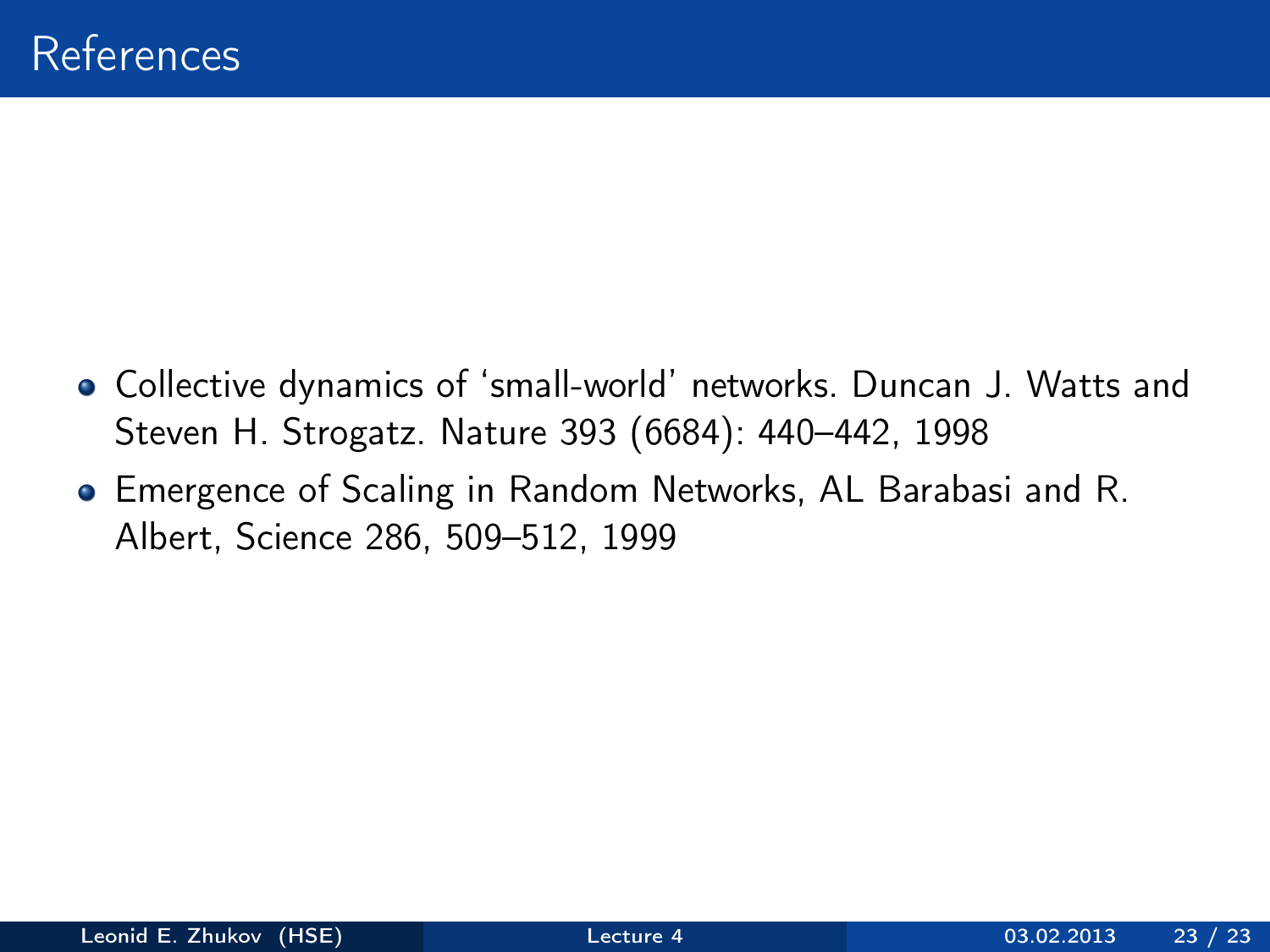# References

- Collective dynamics of ‘small-world’ networks. Duncan J. Watts and Steven H. Strogatz. Nature 393 (6684): 440–442, 1998
- Emergence of Scaling in Random Networks, AL Barabasi and R. Albert, Science 286, 509–512, 1999